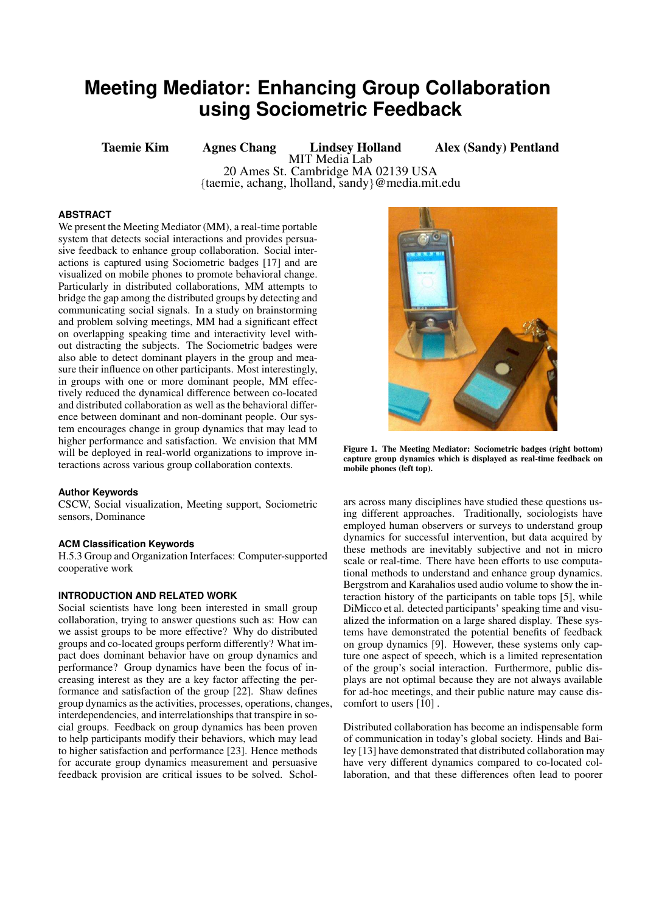# Meeting Mediator: Enhancing Group Collaboration using Sociometric Feedback

**Taemie Kim** **Agnes Chang** **Lindsey Holland** **Alex (Sandy) Pentland**

MIT Media Lab
20 Ames St. Cambridge MA 02139 USA
{taemie, achang, lholland, sandy}@media.mit.edu

## ABSTRACT

We present the Meeting Mediator (MM), a real-time portable system that detects social interactions and provides persuasive feedback to enhance group collaboration. Social interactions is captured using Sociometric badges [17] and are visualized on mobile phones to promote behavioral change. Particularly in distributed collaborations, MM attempts to bridge the gap among the distributed groups by detecting and communicating social signals. In a study on brainstorming and problem solving meetings, MM had a significant effect on overlapping speaking time and interactivity level without distracting the subjects. The Sociometric badges were also able to detect dominant players in the group and measure their influence on other participants. Most interestingly, in groups with one or more dominant people, MM effectively reduced the dynamical difference between co-located and distributed collaboration as well as the behavioral difference between dominant and non-dominant people. Our system encourages change in group dynamics that may lead to higher performance and satisfaction. We envision that MM will be deployed in real-world organizations to improve interactions across various group collaboration contexts.

### Author Keywords

CSCW, Social visualization, Meeting support, Sociometric sensors, Dominance

### ACM Classification Keywords

H.5.3 Group and Organization Interfaces: Computer-supported cooperative work

## INTRODUCTION AND RELATED WORK

Social scientists have long been interested in small group collaboration, trying to answer questions such as: How can we assist groups to be more effective? Why do distributed groups and co-located groups perform differently? What impact does dominant behavior have on group dynamics and performance? Group dynamics have been the focus of increasing interest as they are a key factor affecting the performance and satisfaction of the group [22]. Shaw defines group dynamics as the activities, processes, operations, changes, interdependencies, and interrelationships that transpire in social groups. Feedback on group dynamics has been proven to help participants modify their behaviors, which may lead to higher satisfaction and performance [23]. Hence methods for accurate group dynamics measurement and persuasive feedback provision are critical issues to be solved. Scholars across many disciplines have studied these questions using different approaches. Traditionally, sociologists have employed human observers or surveys to understand group dynamics for successful intervention, but data acquired by these methods are inevitably subjective and not in micro scale or real-time. There have been efforts to use computational methods to understand and enhance group dynamics. Bergstrom and Karahalios used audio volume to show the interaction history of the participants on table tops [5], while DiMicco et al. detected participants' speaking time and visualized the information on a large shared display. These systems have demonstrated the potential benefits of feedback on group dynamics [9]. However, these systems only capture one aspect of speech, which is a limited representation of the group's social interaction. Furthermore, public displays are not optimal because they are not always available for ad-hoc meetings, and their public nature may cause discomfort to users [10] .

Figure 1. The Meeting Mediator: Sociometric badges (right bottom) capture group dynamics which is displayed as real-time feedback on mobile phones (left top).

Distributed collaboration has become an indispensable form of communication in today's global society. Hinds and Bailey [13] have demonstrated that distributed collaboration may have very different dynamics compared to co-located collaboration, and that these differences often lead to poorer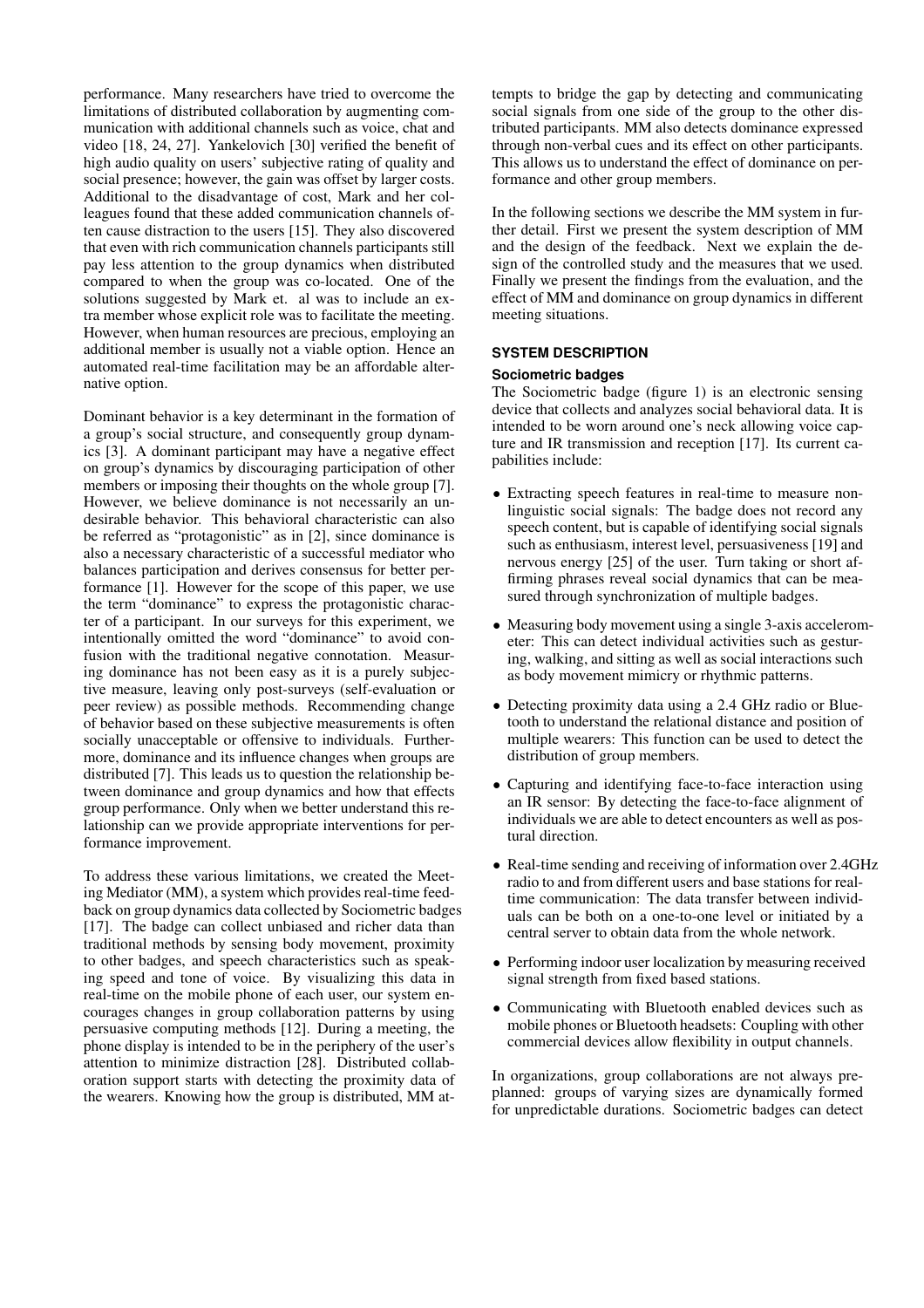performance. Many researchers have tried to overcome the limitations of distributed collaboration by augmenting communication with additional channels such as voice, chat and video [18, 24, 27]. Yankelovich [30] verified the benefit of high audio quality on users' subjective rating of quality and social presence; however, the gain was offset by larger costs. Additional to the disadvantage of cost, Mark and her colleagues found that these added communication channels often cause distraction to the users [15]. They also discovered that even with rich communication channels participants still pay less attention to the group dynamics when distributed compared to when the group was co-located. One of the solutions suggested by Mark et. al was to include an extra member whose explicit role was to facilitate the meeting. However, when human resources are precious, employing an additional member is usually not a viable option. Hence an automated real-time facilitation may be an affordable alternative option.

Dominant behavior is a key determinant in the formation of a group's social structure, and consequently group dynamics [3]. A dominant participant may have a negative effect on group's dynamics by discouraging participation of other members or imposing their thoughts on the whole group [7]. However, we believe dominance is not necessarily an undesirable behavior. This behavioral characteristic can also be referred as "protagonistic" as in [2], since dominance is also a necessary characteristic of a successful mediator who balances participation and derives consensus for better performance [1]. However for the scope of this paper, we use the term "dominance" to express the protagonistic character of a participant. In our surveys for this experiment, we intentionally omitted the word "dominance" to avoid confusion with the traditional negative connotation. Measuring dominance has not been easy as it is a purely subjective measure, leaving only post-surveys (self-evaluation or peer review) as possible methods. Recommending change of behavior based on these subjective measurements is often socially unacceptable or offensive to individuals. Furthermore, dominance and its influence changes when groups are distributed [7]. This leads us to question the relationship between dominance and group dynamics and how that effects group performance. Only when we better understand this relationship can we provide appropriate interventions for performance improvement.

To address these various limitations, we created the Meeting Mediator (MM), a system which provides real-time feedback on group dynamics data collected by Sociometric badges [17]. The badge can collect unbiased and richer data than traditional methods by sensing body movement, proximity to other badges, and speech characteristics such as speaking speed and tone of voice. By visualizing this data in real-time on the mobile phone of each user, our system encourages changes in group collaboration patterns by using persuasive computing methods [12]. During a meeting, the phone display is intended to be in the periphery of the user's attention to minimize distraction [28]. Distributed collaboration support starts with detecting the proximity data of the wearers. Knowing how the group is distributed, MM attempts to bridge the gap by detecting and communicating social signals from one side of the group to the other distributed participants. MM also detects dominance expressed through non-verbal cues and its effect on other participants. This allows us to understand the effect of dominance on performance and other group members.

In the following sections we describe the MM system in further detail. First we present the system description of MM and the design of the feedback. Next we explain the design of the controlled study and the measures that we used. Finally we present the findings from the evaluation, and the effect of MM and dominance on group dynamics in different meeting situations.

## SYSTEM DESCRIPTION

### Sociometric badges

The Sociometric badge (figure 1) is an electronic sensing device that collects and analyzes social behavioral data. It is intended to be worn around one's neck allowing voice capture and IR transmission and reception [17]. Its current capabilities include:

- Extracting speech features in real-time to measure nonlinguistic social signals: The badge does not record any speech content, but is capable of identifying social signals such as enthusiasm, interest level, persuasiveness [19] and nervous energy [25] of the user. Turn taking or short affirming phrases reveal social dynamics that can be measured through synchronization of multiple badges.
- Measuring body movement using a single 3-axis accelerometer: This can detect individual activities such as gesturing, walking, and sitting as well as social interactions such as body movement mimicry or rhythmic patterns.
- Detecting proximity data using a 2.4 GHz radio or Bluetooth to understand the relational distance and position of multiple wearers: This function can be used to detect the distribution of group members.
- Capturing and identifying face-to-face interaction using an IR sensor: By detecting the face-to-face alignment of individuals we are able to detect encounters as well as postural direction.
- Real-time sending and receiving of information over 2.4GHz radio to and from different users and base stations for real-time communication: The data transfer between individuals can be both on a one-to-one level or initiated by a central server to obtain data from the whole network.
- Performing indoor user localization by measuring received signal strength from fixed based stations.
- Communicating with Bluetooth enabled devices such as mobile phones or Bluetooth headsets: Coupling with other commercial devices allow flexibility in output channels.

In organizations, group collaborations are not always preplanned: groups of varying sizes are dynamically formed for unpredictable durations. Sociometric badges can detect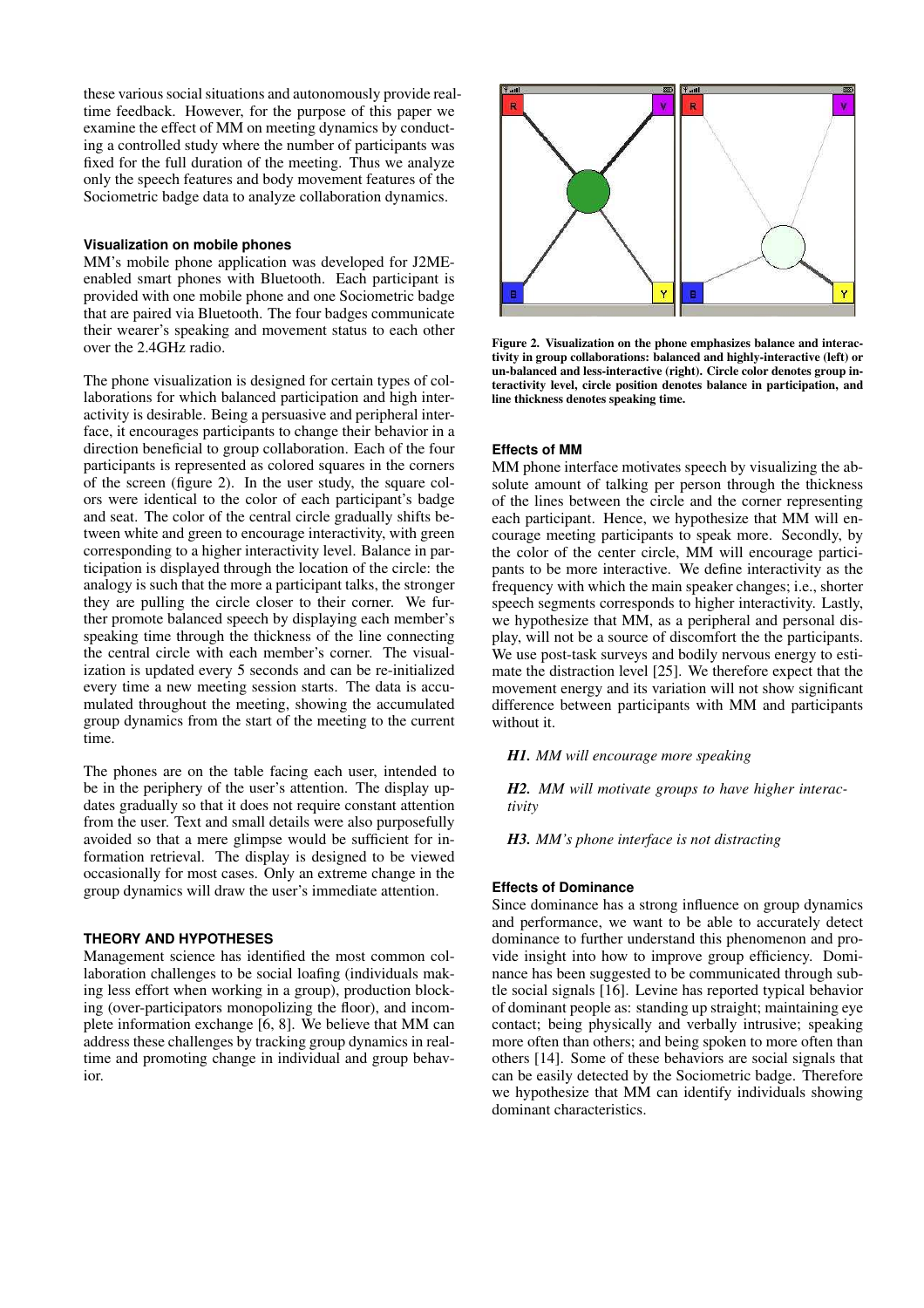these various social situations and autonomously provide real-time feedback. However, for the purpose of this paper we examine the effect of MM on meeting dynamics by conducting a controlled study where the number of participants was fixed for the full duration of the meeting. Thus we analyze only the speech features and body movement features of the Sociometric badge data to analyze collaboration dynamics.

#### Visualization on mobile phones

MM's mobile phone application was developed for J2ME-enabled smart phones with Bluetooth. Each participant is provided with one mobile phone and one Sociometric badge that are paired via Bluetooth. The four badges communicate their wearer's speaking and movement status to each other over the 2.4GHz radio.

The phone visualization is designed for certain types of collaborations for which balanced participation and high interactivity is desirable. Being a persuasive and peripheral interface, it encourages participants to change their behavior in a direction beneficial to group collaboration. Each of the four participants is represented as colored squares in the corners of the screen (figure 2). In the user study, the square colors were identical to the color of each participant's badge and seat. The color of the central circle gradually shifts between white and green to encourage interactivity, with green corresponding to a higher interactivity level. Balance in participation is displayed through the location of the circle: the analogy is such that the more a participant talks, the stronger they are pulling the circle closer to their corner. We further promote balanced speech by displaying each member's speaking time through the thickness of the line connecting the central circle with each member's corner. The visualization is updated every 5 seconds and can be re-initialized every time a new meeting session starts. The data is accumulated throughout the meeting, showing the accumulated group dynamics from the start of the meeting to the current time.

The phones are on the table facing each user, intended to be in the periphery of the user's attention. The display updates gradually so that it does not require constant attention from the user. Text and small details were also purposefully avoided so that a mere glimpse would be sufficient for information retrieval. The display is designed to be viewed occasionally for most cases. Only an extreme change in the group dynamics will draw the user's immediate attention.

### THEORY AND HYPOTHESES

Management science has identified the most common collaboration challenges to be social loafing (individuals making less effort when working in a group), production blocking (over-participators monopolizing the floor), and incomplete information exchange [6, 8]. We believe that MM can address these challenges by tracking group dynamics in real-time and promoting change in individual and group behavior.

**Figure 2. Visualization on the phone emphasizes balance and interactivity in group collaborations: balanced and highly-interactive (left) or un-balanced and less-interactive (right). Circle color denotes group interactivity level, circle position denotes balance in participation, and line thickness denotes speaking time.**

#### Effects of MM

MM phone interface motivates speech by visualizing the absolute amount of talking per person through the thickness of the lines between the circle and the corner representing each participant. Hence, we hypothesize that MM will encourage meeting participants to speak more. Secondly, by the color of the center circle, MM will encourage participants to be more interactive. We define interactivity as the frequency with which the main speaker changes; i.e., shorter speech segments corresponds to higher interactivity. Lastly, we hypothesize that MM, as a peripheral and personal display, will not be a source of discomfort the the participants. We use post-task surveys and bodily nervous energy to estimate the distraction level [25]. We therefore expect that the movement energy and its variation will not show significant difference between participants with MM and participants without it.

***H1.*** *MM will encourage more speaking*

***H2.*** *MM will motivate groups to have higher interactivity*

***H3.*** *MM's phone interface is not distracting*

#### Effects of Dominance

Since dominance has a strong influence on group dynamics and performance, we want to be able to accurately detect dominance to further understand this phenomenon and provide insight into how to improve group efficiency. Dominance has been suggested to be communicated through subtle social signals [16]. Levine has reported typical behavior of dominant people as: standing up straight; maintaining eye contact; being physically and verbally intrusive; speaking more often than others; and being spoken to more often than others [14]. Some of these behaviors are social signals that can be easily detected by the Sociometric badge. Therefore we hypothesize that MM can identify individuals showing dominant characteristics.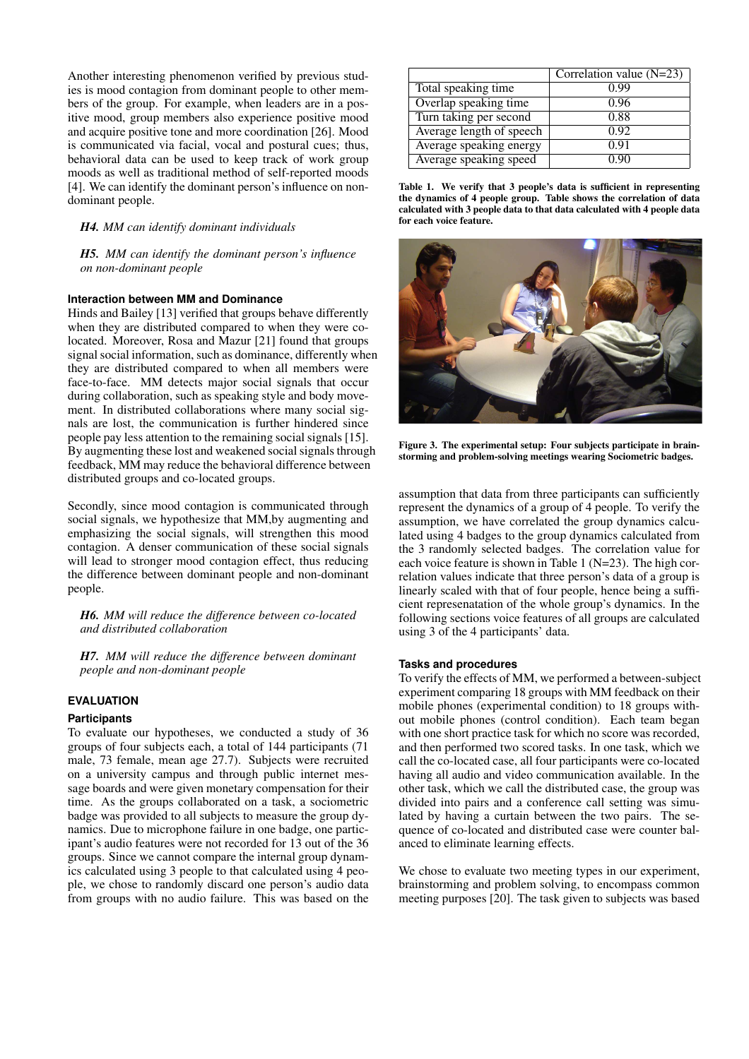Another interesting phenomenon verified by previous studies is mood contagion from dominant people to other members of the group. For example, when leaders are in a positive mood, group members also experience positive mood and acquire positive tone and more coordination [26]. Mood is communicated via facial, vocal and postural cues; thus, behavioral data can be used to keep track of work group moods as well as traditional method of self-reported moods [4]. We can identify the dominant person's influence on non-dominant people.

***H4.*** *MM can identify dominant individuals*

***H5.*** *MM can identify the dominant person's influence on non-dominant people*

### Interaction between MM and Dominance

Hinds and Bailey [13] verified that groups behave differently when they are distributed compared to when they were co-located. Moreover, Rosa and Mazur [21] found that groups signal social information, such as dominance, differently when they are distributed compared to when all members were face-to-face. MM detects major social signals that occur during collaboration, such as speaking style and body movement. In distributed collaborations where many social signals are lost, the communication is further hindered since people pay less attention to the remaining social signals [15]. By augmenting these lost and weakened social signals through feedback, MM may reduce the behavioral difference between distributed groups and co-located groups.

Secondly, since mood contagion is communicated through social signals, we hypothesize that MM,by augmenting and emphasizing the social signals, will strengthen this mood contagion. A denser communication of these social signals will lead to stronger mood contagion effect, thus reducing the difference between dominant people and non-dominant people.

***H6.*** *MM will reduce the difference between co-located and distributed collaboration*

***H7.*** *MM will reduce the difference between dominant people and non-dominant people*

## EVALUATION

### Participants

To evaluate our hypotheses, we conducted a study of 36 groups of four subjects each, a total of 144 participants (71 male, 73 female, mean age 27.7). Subjects were recruited on a university campus and through public internet message boards and were given monetary compensation for their time. As the groups collaborated on a task, a sociometric badge was provided to all subjects to measure the group dynamics. Due to microphone failure in one badge, one participant's audio features were not recorded for 13 out of the 36 groups. Since we cannot compare the internal group dynamics calculated using 3 people to that calculated using 4 people, we chose to randomly discard one person's audio data from groups with no audio failure. This was based on the assumption that data from three participants can sufficiently represent the dynamics of a group of 4 people. To verify the assumption, we have correlated the group dynamics calculated using 4 badges to the group dynamics calculated from the 3 randomly selected badges. The correlation value for each voice feature is shown in Table 1 (N=23). The high correlation values indicate that three person's data of a group is linearly scaled with that of four people, hence being a sufficient represenatation of the whole group's dynamics. In the following sections voice features of all groups are calculated using 3 of the 4 participants' data.

| | Correlation value (N=23) |
|---|---|
| Total speaking time | 0.99 |
| Overlap speaking time | 0.96 |
| Turn taking per second | 0.88 |
| Average length of speech | 0.92 |
| Average speaking energy | 0.91 |
| Average speaking speed | 0.90 |

**Table 1. We verify that 3 people's data is sufficient in representing the dynamics of 4 people group. Table shows the correlation of data calculated with 3 people data to that data calculated with 4 people data for each voice feature.**

**Figure 3. The experimental setup: Four subjects participate in brainstorming and problem-solving meetings wearing Sociometric badges.**

### Tasks and procedures

To verify the effects of MM, we performed a between-subject experiment comparing 18 groups with MM feedback on their mobile phones (experimental condition) to 18 groups without mobile phones (control condition). Each team began with one short practice task for which no score was recorded, and then performed two scored tasks. In one task, which we call the co-located case, all four participants were co-located having all audio and video communication available. In the other task, which we call the distributed case, the group was divided into pairs and a conference call setting was simulated by having a curtain between the two pairs. The sequence of co-located and distributed case were counter balanced to eliminate learning effects.

We chose to evaluate two meeting types in our experiment, brainstorming and problem solving, to encompass common meeting purposes [20]. The task given to subjects was based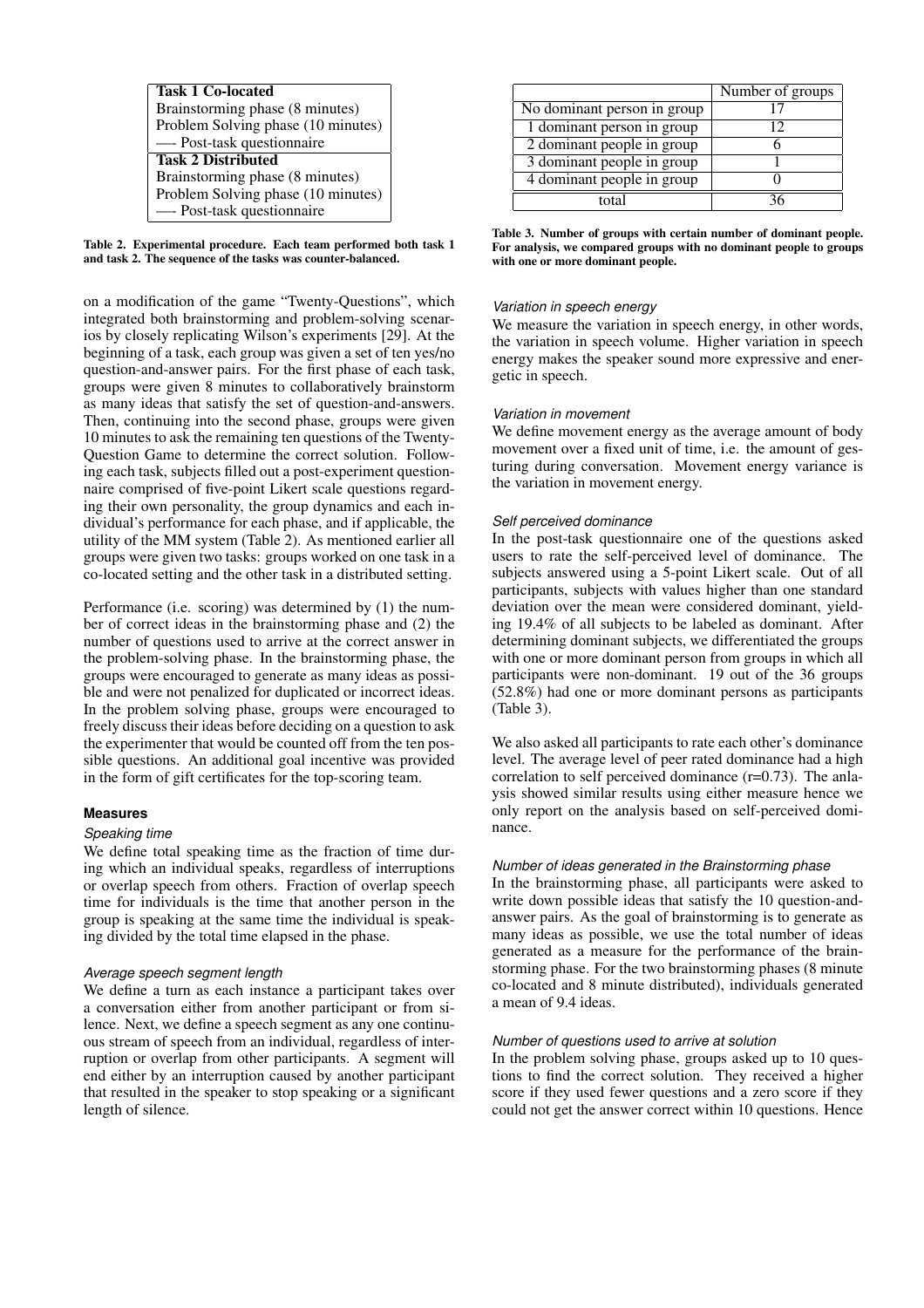| Task 1 Co-located |
|---|
| Brainstorming phase (8 minutes) |
| Problem Solving phase (10 minutes) |
| —- Post-task questionnaire |
| **Task 2 Distributed** |
| Brainstorming phase (8 minutes) |
| Problem Solving phase (10 minutes) |
| —- Post-task questionnaire |

**Table 2. Experimental procedure. Each team performed both task 1 and task 2. The sequence of the tasks was counter-balanced.**

on a modification of the game "Twenty-Questions", which integrated both brainstorming and problem-solving scenarios by closely replicating Wilson's experiments [29]. At the beginning of a task, each group was given a set of ten yes/no question-and-answer pairs. For the first phase of each task, groups were given 8 minutes to collaboratively brainstorm as many ideas that satisfy the set of question-and-answers. Then, continuing into the second phase, groups were given 10 minutes to ask the remaining ten questions of the Twenty-Question Game to determine the correct solution. Following each task, subjects filled out a post-experiment questionnaire comprised of five-point Likert scale questions regarding their own personality, the group dynamics and each individual's performance for each phase, and if applicable, the utility of the MM system (Table 2). As mentioned earlier all groups were given two tasks: groups worked on one task in a co-located setting and the other task in a distributed setting.

Performance (i.e. scoring) was determined by (1) the number of correct ideas in the brainstorming phase and (2) the number of questions used to arrive at the correct answer in the problem-solving phase. In the brainstorming phase, the groups were encouraged to generate as many ideas as possible and were not penalized for duplicated or incorrect ideas. In the problem solving phase, groups were encouraged to freely discuss their ideas before deciding on a question to ask the experimenter that would be counted off from the ten possible questions. An additional goal incentive was provided in the form of gift certificates for the top-scoring team.

## Measures

### *Speaking time*

We define total speaking time as the fraction of time during which an individual speaks, regardless of interruptions or overlap speech from others. Fraction of overlap speech time for individuals is the time that another person in the group is speaking at the same time the individual is speaking divided by the total time elapsed in the phase.

### *Average speech segment length*

We define a turn as each instance a participant takes over a conversation either from another participant or from silence. Next, we define a speech segment as any one continuous stream of speech from an individual, regardless of interruption or overlap from other participants. A segment will end either by an interruption caused by another participant that resulted in the speaker to stop speaking or a significant length of silence.

| | Number of groups |
|---|---|
| No dominant person in group | 17 |
| 1 dominant person in group | 12 |
| 2 dominant people in group | 6 |
| 3 dominant people in group | 1 |
| 4 dominant people in group | 0 |
| total | 36 |

**Table 3. Number of groups with certain number of dominant people. For analysis, we compared groups with no dominant people to groups with one or more dominant people.**

### *Variation in speech energy*

We measure the variation in speech energy, in other words, the variation in speech volume. Higher variation in speech energy makes the speaker sound more expressive and energetic in speech.

### *Variation in movement*

We define movement energy as the average amount of body movement over a fixed unit of time, i.e. the amount of gesturing during conversation. Movement energy variance is the variation in movement energy.

### *Self perceived dominance*

In the post-task questionnaire one of the questions asked users to rate the self-perceived level of dominance. The subjects answered using a 5-point Likert scale. Out of all participants, subjects with values higher than one standard deviation over the mean were considered dominant, yielding 19.4% of all subjects to be labeled as dominant. After determining dominant subjects, we differentiated the groups with one or more dominant person from groups in which all participants were non-dominant. 19 out of the 36 groups (52.8%) had one or more dominant persons as participants (Table 3).

We also asked all participants to rate each other's dominance level. The average level of peer rated dominance had a high correlation to self perceived dominance (r=0.73). The anlaysis showed similar results using either measure hence we only report on the analysis based on self-perceived dominance.

### *Number of ideas generated in the Brainstorming phase*

In the brainstorming phase, all participants were asked to write down possible ideas that satisfy the 10 question-and-answer pairs. As the goal of brainstorming is to generate as many ideas as possible, we use the total number of ideas generated as a measure for the performance of the brainstorming phase. For the two brainstorming phases (8 minute co-located and 8 minute distributed), individuals generated a mean of 9.4 ideas.

### *Number of questions used to arrive at solution*

In the problem solving phase, groups asked up to 10 questions to find the correct solution. They received a higher score if they used fewer questions and a zero score if they could not get the answer correct within 10 questions. Hence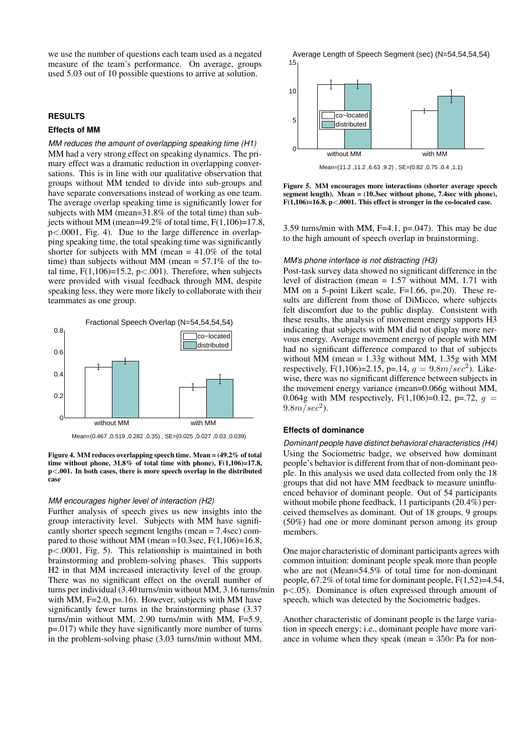we use the number of questions each team used as a negated measure of the team's performance. On average, groups used 5.03 out of 10 possible questions to arrive at solution.

## RESULTS

### Effects of MM

*MM reduces the amount of overlapping speaking time (H1)*

MM had a very strong effect on speaking dynamics. The primary effect was a dramatic reduction in overlapping conversations. This is in line with our qualitative observation that groups without MM tended to divide into sub-groups and have separate conversations instead of working as one team. The average overlap speaking time is significantly lower for subjects with MM (mean=31.8% of the total time) than subjects without MM (mean=49.2% of total time, $F(1,106)=17.8$, $p<.0001$, Fig. 4). Due to the large difference in overlapping speaking time, the total speaking time was significantly shorter for subjects with MM (mean = 41.0% of the total time) than subjects without MM (mean = 57.1% of the total time, $F(1,106)=15.2$, $p<.001$). Therefore, when subjects were provided with visual feedback through MM, despite speaking less, they were more likely to collaborate with their teammates as one group.

Fractional Speech Overlap (N=54,54,54,54)

Mean=(0.467 ,0.519 ,0.282 ,0.35) , SE=(0.025 ,0.027 ,0.03 ,0.039)

**Figure 4. MM reduces overlapping speech time. Mean = (49.2% of total time without phone, 31.8% of total time with phone), F(1,106)=17.8, p<.001. In both cases, there is more speech overlap in the distributed case**

*MM encourages higher level of interaction (H2)*

Further analysis of speech gives us new insights into the group interactivity level. Subjects with MM have significantly shorter speech segment lengths (mean = 7.4sec) compared to those without MM (mean =10.3sec, $F(1,106)=16.8$, $p<.0001$, Fig. 5). This relationship is maintained in both brainstorming and problem-solving phases. This supports H2 in that MM increased interactivity level of the group. There was no significant effect on the overall number of turns per individual (3.40 turns/min without MM, 3.16 turns/min with MM, $F=2.0$, $p=.16$). However, subjects with MM have significantly fewer turns in the brainstorming phase (3.37 turns/min without MM, 2.90 turns/min with MM, $F=5.9$, $p=.017$) while they have significantly more number of turns in the problem-solving phase (3.03 turns/min without MM, 3.59 turns/min with MM, $F=4.1$, $p=.047$). This may be due to the high amount of speech overlap in brainstorming.

Average Length of Speech Segment (sec) (N=54,54,54,54)

Mean=(11.2 ,11.2 ,6.63 ,9.2) , SE=(0.82 ,0.75 ,0.4 ,1.1)

**Figure 5. MM encourages more interactions (shorter average speech segment length). Mean = (10.3sec without phone, 7.4sec with phone), F(1,106)=16.8, p<.0001. This effect is stronger in the co-located case.**

*MM's phone interface is not distracting (H3)*

Post-task survey data showed no significant difference in the level of distraction (mean = 1.57 without MM, 1.71 with MM on a 5-point Likert scale, $F=1.66$, $p=.20$). These results are different from those of DiMicco, where subjects felt discomfort due to the public display. Consistent with these results, the analysis of movement energy supports H3 indicating that subjects with MM did not display more nervous energy. Average movement energy of people with MM had no significant difference compared to that of subjects without MM (mean = 1.33g without MM, 1.35g with MM respectively, $F(1,106)=2.15$, $p=.14$, $g = 9.8m/sec^2$). Likewise, there was no significant difference between subjects in the movement energy variance (mean=0.066g without MM, 0.064g with MM respectively, $F(1,106)=0.12$, $p=.72$, $g = 9.8m/sec^2$).

### Effects of dominance

*Dominant people have distinct behavioral characteristics (H4)*

Using the Sociometric badge, we observed how dominant people's behavior is different from that of non-dominant people. In this analysis we used data collected from only the 18 groups that did not have MM feedback to measure uninfluenced behavior of dominant people. Out of 54 participants without mobile phone feedback, 11 participants (20.4%) perceived themselves as dominant. Out of 18 groups, 9 groups (50%) had one or more dominant person among its group members.

One major characteristic of dominant participants agrees with common intuition: dominant people speak more than people who are not (Mean=54.5% of total time for non-dominant people, 67.2% of total time for dominant people, $F(1,52)=4.54$, $p<.05$). Dominance is often expressed through amount of speech, which was detected by the Sociometric badges.

Another characteristic of dominant people is the large variation in speech energy; i.e., dominant people have more variance in volume when they speak (mean = $350c$ Pa for non-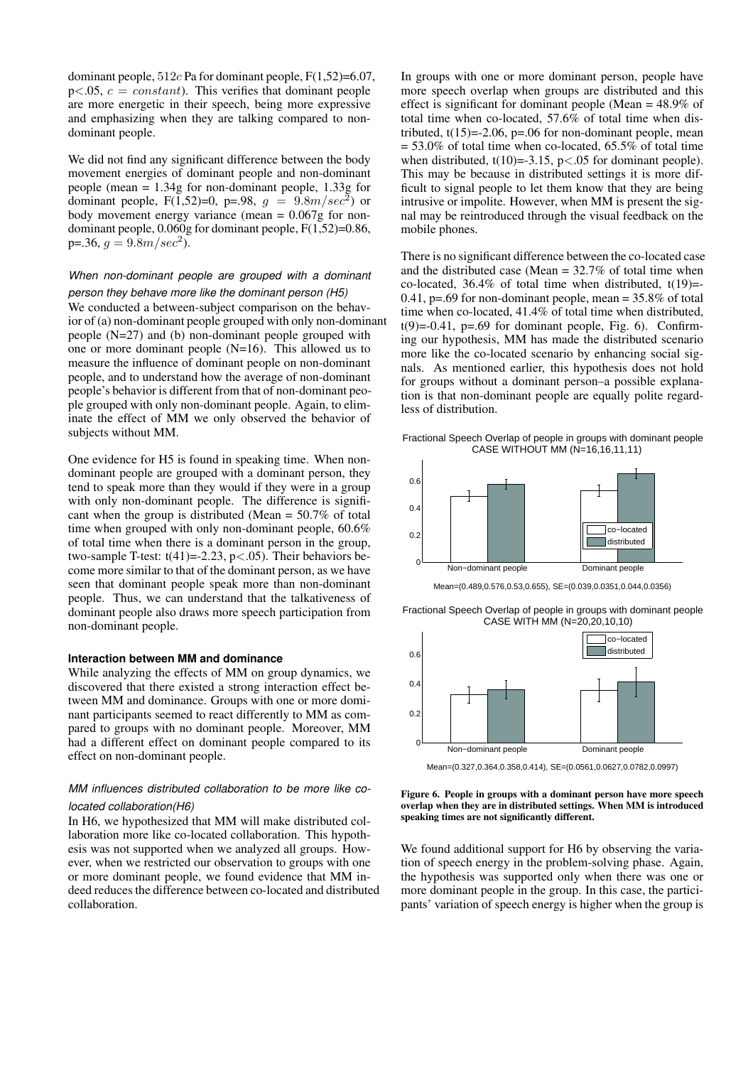dominant people, $512c$ Pa for dominant people, $F(1,52)=6.07$, $p<.05$, $c = constant$). This verifies that dominant people are more energetic in their speech, being more expressive and emphasizing when they are talking compared to non-dominant people.

We did not find any significant difference between the body movement energies of dominant people and non-dominant people (mean = 1.34g for non-dominant people, 1.33g for dominant people, $F(1,52)=0$, $p=.98$, $g = 9.8m/sec^2$) or body movement energy variance (mean = 0.067g for non-dominant people, 0.060g for dominant people, $F(1,52)=0.86$, $p=.36$, $g = 9.8m/sec^2$).

### *When non-dominant people are grouped with a dominant person they behave more like the dominant person (H5)*

We conducted a between-subject comparison on the behavior of (a) non-dominant people grouped with only non-dominant people (N=27) and (b) non-dominant people grouped with one or more dominant people (N=16). This allowed us to measure the influence of dominant people on non-dominant people, and to understand how the average of non-dominant people's behavior is different from that of non-dominant people grouped with only non-dominant people. Again, to eliminate the effect of MM we only observed the behavior of subjects without MM.

One evidence for H5 is found in speaking time. When non-dominant people are grouped with a dominant person, they tend to speak more than they would if they were in a group with only non-dominant people. The difference is significant when the group is distributed (Mean = 50.7% of total time when grouped with only non-dominant people, 60.6% of total time when there is a dominant person in the group, two-sample T-test: $t(41)=-2.23$, $p<.05$). Their behaviors become more similar to that of the dominant person, as we have seen that dominant people speak more than non-dominant people. Thus, we can understand that the talkativeness of dominant people also draws more speech participation from non-dominant people.

## **Interaction between MM and dominance**

While analyzing the effects of MM on group dynamics, we discovered that there existed a strong interaction effect between MM and dominance. Groups with one or more dominant participants seemed to react differently to MM as compared to groups with no dominant people. Moreover, MM had a different effect on dominant people compared to its effect on non-dominant people.

### *MM influences distributed collaboration to be more like co-located collaboration(H6)*

In H6, we hypothesized that MM will make distributed collaboration more like co-located collaboration. This hypothesis was not supported when we analyzed all groups. However, when we restricted our observation to groups with one or more dominant people, we found evidence that MM indeed reduces the difference between co-located and distributed collaboration.

In groups with one or more dominant person, people have more speech overlap when groups are distributed and this effect is significant for dominant people (Mean = 48.9% of total time when co-located, 57.6% of total time when distributed, $t(15)=-2.06$, $p=.06$ for non-dominant people, mean = 53.0% of total time when co-located, 65.5% of total time when distributed, $t(10)=-3.15$, $p<.05$ for dominant people). This may be because in distributed settings it is more difficult to signal people to let them know that they are being intrusive or impolite. However, when MM is present the signal may be reintroduced through the visual feedback on the mobile phones.

There is no significant difference between the co-located case and the distributed case (Mean = 32.7% of total time when co-located, 36.4% of total time when distributed, $t(19)=-0.41$, $p=.69$ for non-dominant people, mean = 35.8% of total time when co-located, 41.4% of total time when distributed, $t(9)=-0.41$, $p=.69$ for dominant people, Fig. 6). Confirming our hypothesis, MM has made the distributed scenario more like the co-located scenario by enhancing social signals. As mentioned earlier, this hypothesis does not hold for groups without a dominant person–a possible explanation is that non-dominant people are equally polite regardless of distribution.

Fractional Speech Overlap of people in groups with dominant people CASE WITHOUT MM (N=16,16,11,11)

Mean=(0.489,0.576,0.53,0.655), SE=(0.039,0.0351,0.044,0.0356)

Fractional Speech Overlap of people in groups with dominant people CASE WITH MM (N=20,20,10,10)

Mean=(0.327,0.364,0.358,0.414), SE=(0.0561,0.0627,0.0782,0.0997)

**Figure 6. People in groups with a dominant person have more speech overlap when they are in distributed settings. When MM is introduced speaking times are not significantly different.**

We found additional support for H6 by observing the variation of speech energy in the problem-solving phase. Again, the hypothesis was supported only when there was one or more dominant people in the group. In this case, the participants' variation of speech energy is higher when the group is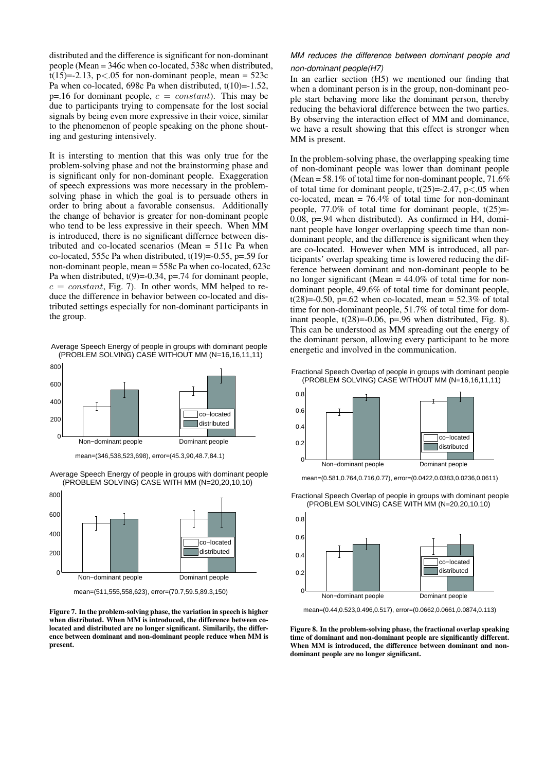distributed and the difference is significant for non-dominant people (Mean = 346c when co-located, 538c when distributed, $t(15)$=-2.13, $p<.05$ for non-dominant people, mean = 523c Pa when co-located, 698c Pa when distributed, $t(10)$=-1.52, p=.16 for dominant people, $c = constant$). This may be due to participants trying to compensate for the lost social signals by being even more expressive in their voice, similar to the phenomenon of people speaking on the phone shouting and gesturing intensively.

It is intersting to mention that this was only true for the problem-solving phase and not the brainstorming phase and is significant only for non-dominant people. Exaggeration of speech expressions was more necessary in the problem-solving phase in which the goal is to persuade others in order to bring about a favorable consensus. Additionally the change of behavior is greater for non-dominant people who tend to be less expressive in their speech. When MM is introduced, there is no significant differnce between distributed and co-located scenarios (Mean = 511c Pa when co-located, 555c Pa when distributed, $t(19)$=-0.55, p=.59 for non-dominant people, mean = 558c Pa when co-located, 623c Pa when distributed, $t(9)$=-0.34, p=.74 for dominant people, $c = constant$, Fig. 7). In other words, MM helped to reduce the difference in behavior between co-located and distributed settings especially for non-dominant participants in the group.

Average Speech Energy of people in groups with dominant people (PROBLEM SOLVING) CASE WITHOUT MM (N=16,16,11,11)

mean=(346,538,523,698), error=(45.3,90,48.7,84.1)

Average Speech Energy of people in groups with dominant people (PROBLEM SOLVING) CASE WITH MM (N=20,20,10,10)

mean=(511,555,558,623), error=(70.7,59.5,89.3,150)

**Figure 7. In the problem-solving phase, the variation in speech is higher when distributed. When MM is introduced, the difference between co-located and distributed are no longer significant. Similarly, the difference between dominant and non-dominant people reduce when MM is present.**

*MM reduces the difference between dominant people and non-dominant people(H7)*

In an earlier section (H5) we mentioned our finding that when a dominant person is in the group, non-dominant people start behaving more like the dominant person, thereby reducing the behavioral difference between the two parties. By observing the interaction effect of MM and dominance, we have a result showing that this effect is stronger when MM is present.

In the problem-solving phase, the overlapping speaking time of non-dominant people was lower than dominant people (Mean = 58.1% of total time for non-dominant people, 71.6% of total time for dominant people, $t(25)$=-2.47, $p<.05$ when co-located, mean = 76.4% of total time for non-dominant people, 77.0% of total time for dominant people, $t(25)$=-0.08, p=.94 when distributed). As confirmed in H4, dominant people have longer overlapping speech time than non-dominant people, and the difference is significant when they are co-located. However when MM is introduced, all participants' overlap speaking time is lowered reducing the difference between dominant and non-dominant people to be no longer significant (Mean = 44.0% of total time for non-dominant people, 49.6% of total time for dominant people, $t(28)$=-0.50, p=.62 when co-located, mean = 52.3% of total time for non-dominant people, 51.7% of total time for dominant people, $t(28)$=-0.06, p=.96 when distributed, Fig. 8). This can be understood as MM spreading out the energy of the dominant person, allowing every participant to be more energetic and involved in the communication.

Fractional Speech Overlap of people in groups with dominant people (PROBLEM SOLVING) CASE WITHOUT MM (N=16,16,11,11)

mean=(0.581,0.764,0.716,0.77), error=(0.0422,0.0383,0.0236,0.0611)

Fractional Speech Overlap of people in groups with dominant people (PROBLEM SOLVING) CASE WITH MM (N=20,20,10,10)

mean=(0.44,0.523,0.496,0.517), error=(0.0662,0.0661,0.0874,0.113)

**Figure 8. In the problem-solving phase, the fractional overlap speaking time of dominant and non-dominant people are significantly different. When MM is introduced, the difference between dominant and non-dominant people are no longer significant.**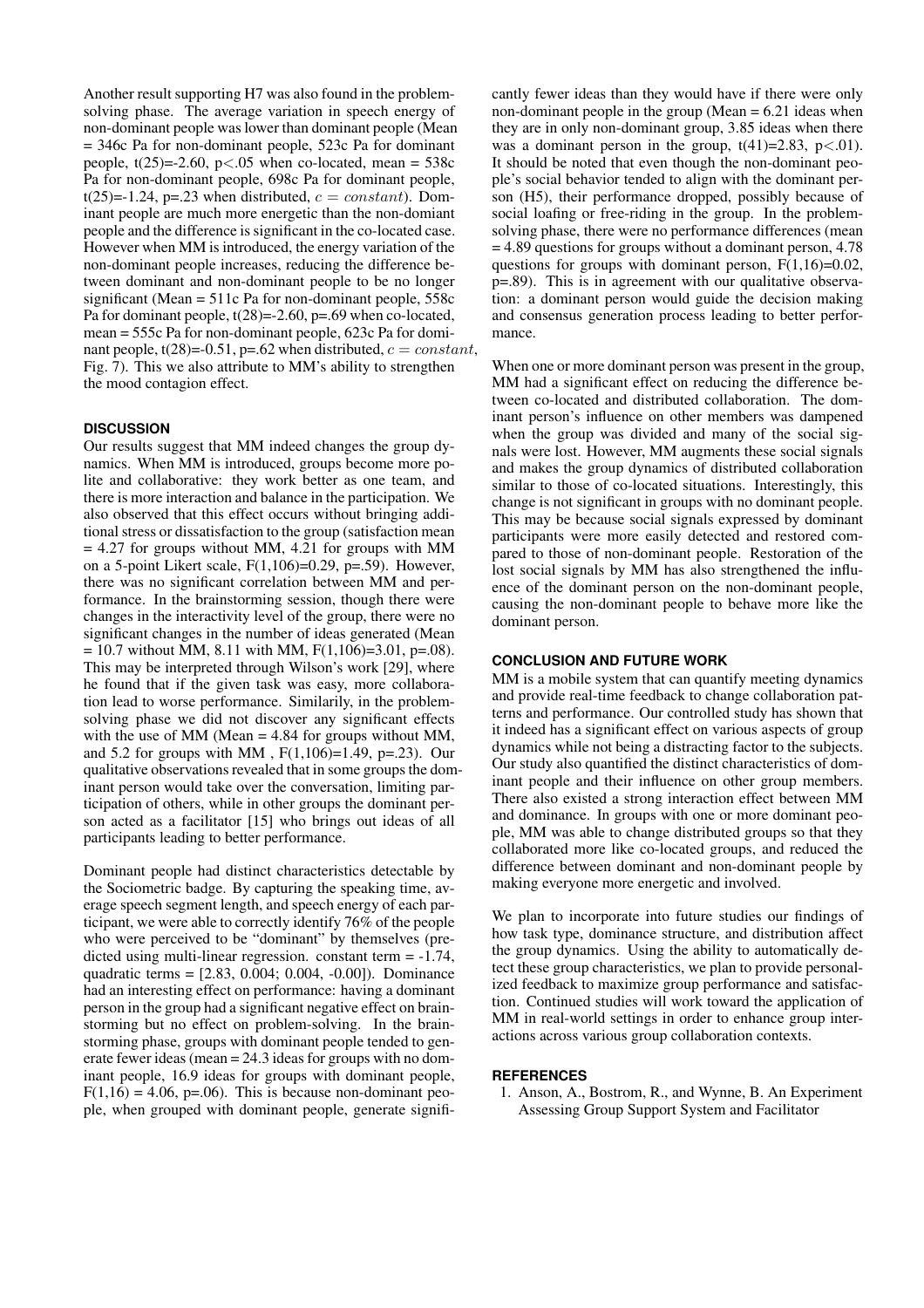Another result supporting H7 was also found in the problem-solving phase. The average variation in speech energy of non-dominant people was lower than dominant people (Mean = 346c Pa for non-dominant people, 523c Pa for dominant people, $t(25)=-2.60$, $p<.05$ when co-located, mean = 538c Pa for non-dominant people, 698c Pa for dominant people, $t(25)=-1.24$, $p=.23$ when distributed, $c = constant$). Dominant people are much more energetic than the non-domiant people and the difference is significant in the co-located case. However when MM is introduced, the energy variation of the non-dominant people increases, reducing the difference between dominant and non-dominant people to be no longer significant (Mean = 511c Pa for non-dominant people, 558c Pa for dominant people, $t(28)=-2.60$, $p=.69$ when co-located, mean = 555c Pa for non-dominant people, 623c Pa for dominant people, $t(28)=-0.51$, $p=.62$ when distributed, $c = constant$, Fig. 7). This we also attribute to MM's ability to strengthen the mood contagion effect.

## DISCUSSION

Our results suggest that MM indeed changes the group dynamics. When MM is introduced, groups become more polite and collaborative: they work better as one team, and there is more interaction and balance in the participation. We also observed that this effect occurs without bringing additional stress or dissatisfaction to the group (satisfaction mean = 4.27 for groups without MM, 4.21 for groups with MM on a 5-point Likert scale, $F(1,106)=0.29$, $p=.59$). However, there was no significant correlation between MM and performance. In the brainstorming session, though there were changes in the interactivity level of the group, there were no significant changes in the number of ideas generated (Mean = 10.7 without MM, 8.11 with MM, $F(1,106)=3.01$, $p=.08$). This may be interpreted through Wilson's work [29], where he found that if the given task was easy, more collaboration lead to worse performance. Similarily, in the problem-solving phase we did not discover any significant effects with the use of MM (Mean = 4.84 for groups without MM, and 5.2 for groups with MM , $F(1,106)=1.49$, $p=.23$). Our qualitative observations revealed that in some groups the dominant person would take over the conversation, limiting participation of others, while in other groups the dominant person acted as a facilitator [15] who brings out ideas of all participants leading to better performance.

Dominant people had distinct characteristics detectable by the Sociometric badge. By capturing the speaking time, average speech segment length, and speech energy of each participant, we were able to correctly identify 76% of the people who were perceived to be "dominant" by themselves (predicted using multi-linear regression. constant term = -1.74, quadratic terms = [2.83, 0.004; 0.004, -0.00]). Dominance had an interesting effect on performance: having a dominant person in the group had a significant negative effect on brainstorming but no effect on problem-solving. In the brainstorming phase, groups with dominant people tended to generate fewer ideas (mean = 24.3 ideas for groups with no dominant people, 16.9 ideas for groups with dominant people, $F(1,16) = 4.06$, $p=.06$). This is because non-dominant people, when grouped with dominant people, generate significantly fewer ideas than they would have if there were only non-dominant people in the group (Mean = 6.21 ideas when they are in only non-dominant group, 3.85 ideas when there was a dominant person in the group, $t(41)=2.83$, $p<.01$). It should be noted that even though the non-dominant people's social behavior tended to align with the dominant person (H5), their performance dropped, possibly because of social loafing or free-riding in the group. In the problem-solving phase, there were no performance differences (mean = 4.89 questions for groups without a dominant person, 4.78 questions for groups with dominant person, $F(1,16)=0.02$, $p=.89$). This is in agreement with our qualitative observation: a dominant person would guide the decision making and consensus generation process leading to better performance.

When one or more dominant person was present in the group, MM had a significant effect on reducing the difference between co-located and distributed collaboration. The dominant person's influence on other members was dampened when the group was divided and many of the social signals were lost. However, MM augments these social signals and makes the group dynamics of distributed collaboration similar to those of co-located situations. Interestingly, this change is not significant in groups with no dominant people. This may be because social signals expressed by dominant participants were more easily detected and restored compared to those of non-dominant people. Restoration of the lost social signals by MM has also strengthened the influence of the dominant person on the non-dominant people, causing the non-dominant people to behave more like the dominant person.

## CONCLUSION AND FUTURE WORK

MM is a mobile system that can quantify meeting dynamics and provide real-time feedback to change collaboration patterns and performance. Our controlled study has shown that it indeed has a significant effect on various aspects of group dynamics while not being a distracting factor to the subjects. Our study also quantified the distinct characteristics of dominant people and their influence on other group members. There also existed a strong interaction effect between MM and dominance. In groups with one or more dominant people, MM was able to change distributed groups so that they collaborated more like co-located groups, and reduced the difference between dominant and non-dominant people by making everyone more energetic and involved.

We plan to incorporate into future studies our findings of how task type, dominance structure, and distribution affect the group dynamics. Using the ability to automatically detect these group characteristics, we plan to provide personalized feedback to maximize group performance and satisfaction. Continued studies will work toward the application of MM in real-world settings in order to enhance group interactions across various group collaboration contexts.

## REFERENCES

1. Anson, A., Bostrom, R., and Wynne, B. An Experiment Assessing Group Support System and Facilitator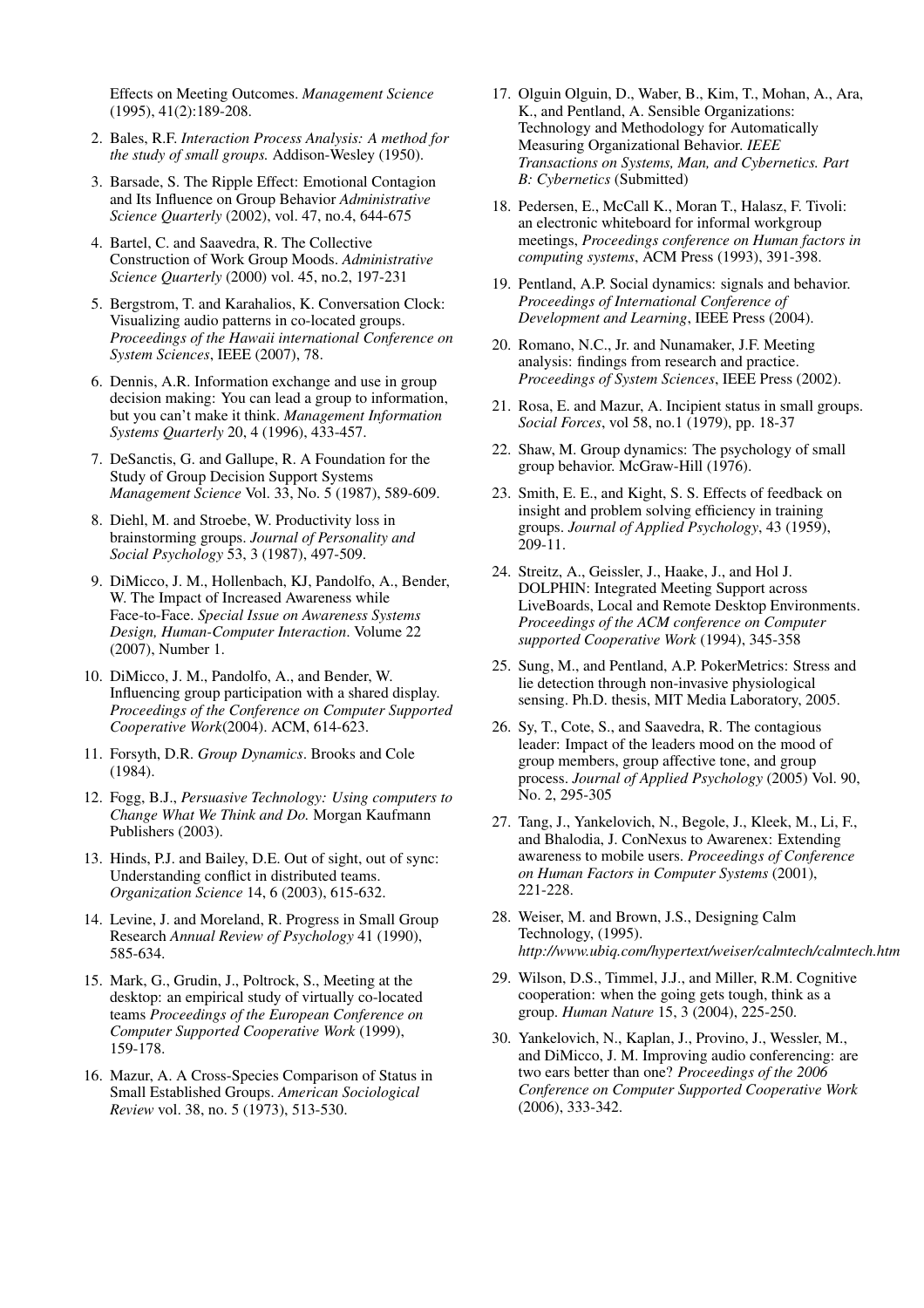Effects on Meeting Outcomes. *Management Science* (1995), 41(2):189-208.

2. Bales, R.F. *Interaction Process Analysis: A method for the study of small groups.* Addison-Wesley (1950).
3. Barsade, S. The Ripple Effect: Emotional Contagion and Its Influence on Group Behavior *Administrative Science Quarterly* (2002), vol. 47, no.4, 644-675
4. Bartel, C. and Saavedra, R. The Collective Construction of Work Group Moods. *Administrative Science Quarterly* (2000) vol. 45, no.2, 197-231
5. Bergstrom, T. and Karahalios, K. Conversation Clock: Visualizing audio patterns in co-located groups. *Proceedings of the Hawaii international Conference on System Sciences*, IEEE (2007), 78.
6. Dennis, A.R. Information exchange and use in group decision making: You can lead a group to information, but you can't make it think. *Management Information Systems Quarterly* 20, 4 (1996), 433-457.
7. DeSanctis, G. and Gallupe, R. A Foundation for the Study of Group Decision Support Systems *Management Science* Vol. 33, No. 5 (1987), 589-609.
8. Diehl, M. and Stroebe, W. Productivity loss in brainstorming groups. *Journal of Personality and Social Psychology* 53, 3 (1987), 497-509.
9. DiMicco, J. M., Hollenbach, KJ, Pandolfo, A., Bender, W. The Impact of Increased Awareness while Face-to-Face. *Special Issue on Awareness Systems Design, Human-Computer Interaction*. Volume 22 (2007), Number 1.
10. DiMicco, J. M., Pandolfo, A., and Bender, W. Influencing group participation with a shared display. *Proceedings of the Conference on Computer Supported Cooperative Work*(2004). ACM, 614-623.
11. Forsyth, D.R. *Group Dynamics*. Brooks and Cole (1984).
12. Fogg, B.J., *Persuasive Technology: Using computers to Change What We Think and Do.* Morgan Kaufmann Publishers (2003).
13. Hinds, P.J. and Bailey, D.E. Out of sight, out of sync: Understanding conflict in distributed teams. *Organization Science* 14, 6 (2003), 615-632.
14. Levine, J. and Moreland, R. Progress in Small Group Research *Annual Review of Psychology* 41 (1990), 585-634.
15. Mark, G., Grudin, J., Poltrock, S., Meeting at the desktop: an empirical study of virtually co-located teams *Proceedings of the European Conference on Computer Supported Cooperative Work* (1999), 159-178.
16. Mazur, A. A Cross-Species Comparison of Status in Small Established Groups. *American Sociological Review* vol. 38, no. 5 (1973), 513-530.
17. Olguin Olguin, D., Waber, B., Kim, T., Mohan, A., Ara, K., and Pentland, A. Sensible Organizations: Technology and Methodology for Automatically Measuring Organizational Behavior. *IEEE Transactions on Systems, Man, and Cybernetics. Part B: Cybernetics* (Submitted)
18. Pedersen, E., McCall K., Moran T., Halasz, F. Tivoli: an electronic whiteboard for informal workgroup meetings, *Proceedings conference on Human factors in computing systems*, ACM Press (1993), 391-398.
19. Pentland, A.P. Social dynamics: signals and behavior. *Proceedings of International Conference of Development and Learning*, IEEE Press (2004).
20. Romano, N.C., Jr. and Nunamaker, J.F. Meeting analysis: findings from research and practice. *Proceedings of System Sciences*, IEEE Press (2002).
21. Rosa, E. and Mazur, A. Incipient status in small groups. *Social Forces*, vol 58, no.1 (1979), pp. 18-37
22. Shaw, M. Group dynamics: The psychology of small group behavior. McGraw-Hill (1976).
23. Smith, E. E., and Kight, S. S. Effects of feedback on insight and problem solving efficiency in training groups. *Journal of Applied Psychology*, 43 (1959), 209-11.
24. Streitz, A., Geissler, J., Haake, J., and Hol J. DOLPHIN: Integrated Meeting Support across LiveBoards, Local and Remote Desktop Environments. *Proceedings of the ACM conference on Computer supported Cooperative Work* (1994), 345-358
25. Sung, M., and Pentland, A.P. PokerMetrics: Stress and lie detection through non-invasive physiological sensing. Ph.D. thesis, MIT Media Laboratory, 2005.
26. Sy, T., Cote, S., and Saavedra, R. The contagious leader: Impact of the leaders mood on the mood of group members, group affective tone, and group process. *Journal of Applied Psychology* (2005) Vol. 90, No. 2, 295-305
27. Tang, J., Yankelovich, N., Begole, J., Kleek, M., Li, F., and Bhalodia, J. ConNexus to Awarenex: Extending awareness to mobile users. *Proceedings of Conference on Human Factors in Computer Systems* (2001), 221-228.
28. Weiser, M. and Brown, J.S., Designing Calm Technology, (1995). *http://www.ubiq.com/hypertext/weiser/calmtech/calmtech.htm*
29. Wilson, D.S., Timmel, J.J., and Miller, R.M. Cognitive cooperation: when the going gets tough, think as a group. *Human Nature* 15, 3 (2004), 225-250.
30. Yankelovich, N., Kaplan, J., Provino, J., Wessler, M., and DiMicco, J. M. Improving audio conferencing: are two ears better than one? *Proceedings of the 2006 Conference on Computer Supported Cooperative Work* (2006), 333-342.